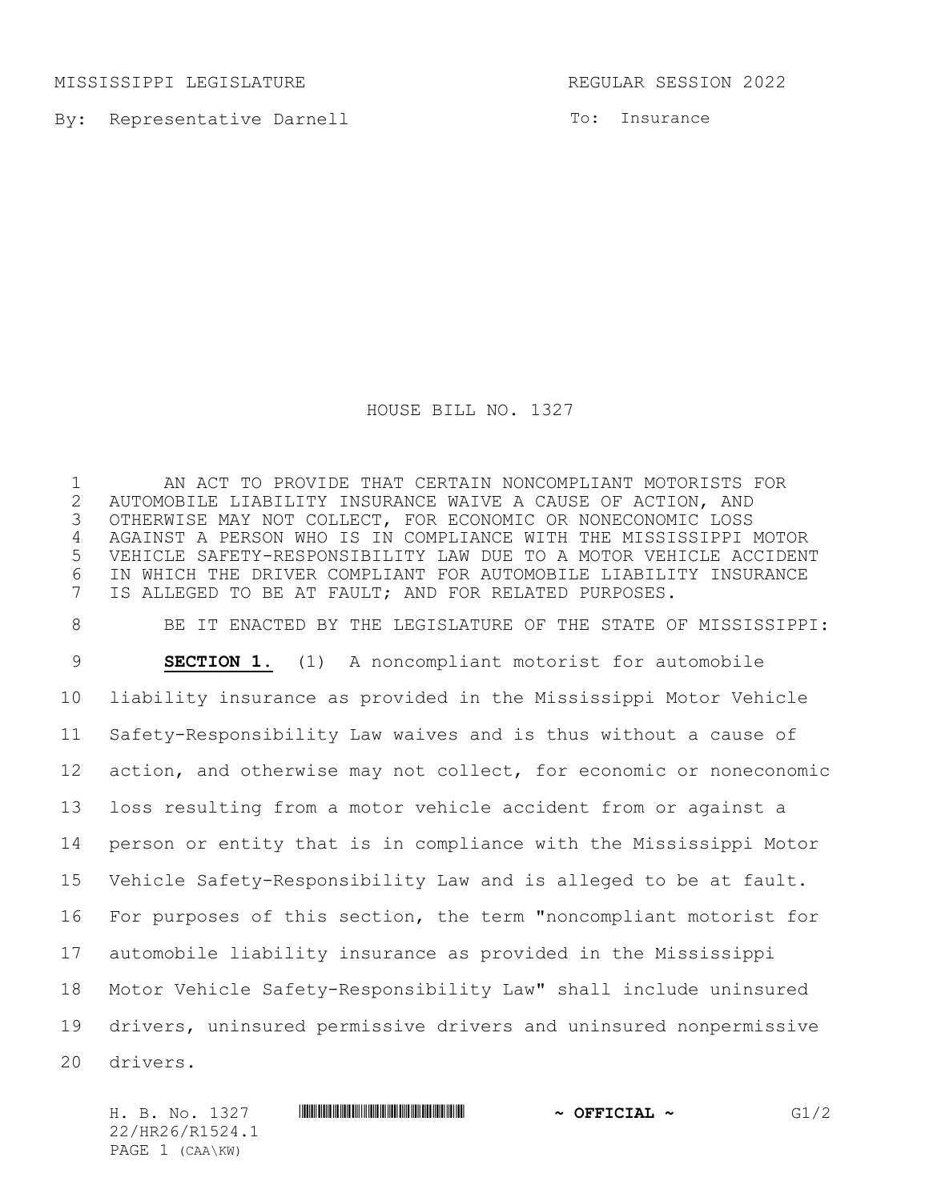MISSISSIPPI LEGISLATURE REGULAR SESSION 2022

By: Representative Darnell

To: Insurance

# HOUSE BILL NO. 1327

AN ACT TO PROVIDE THAT CERTAIN NONCOMPLIANT MOTORISTS FOR AUTOMOBILE LIABILITY INSURANCE WAIVE A CAUSE OF ACTION, AND OTHERWISE MAY NOT COLLECT, FOR ECONOMIC OR NONECONOMIC LOSS AGAINST A PERSON WHO IS IN COMPLIANCE WITH THE MISSISSIPPI MOTOR VEHICLE SAFETY-RESPONSIBILITY LAW DUE TO A MOTOR VEHICLE ACCIDENT IN WHICH THE DRIVER COMPLIANT FOR AUTOMOBILE LIABILITY INSURANCE IS ALLEGED TO BE AT FAULT; AND FOR RELATED PURPOSES.

BE IT ENACTED BY THE LEGISLATURE OF THE STATE OF MISSISSIPPI:

**SECTION 1.** (1) A noncompliant motorist for automobile liability insurance as provided in the Mississippi Motor Vehicle Safety-Responsibility Law waives and is thus without a cause of action, and otherwise may not collect, for economic or noneconomic loss resulting from a motor vehicle accident from or against a person or entity that is in compliance with the Mississippi Motor Vehicle Safety-Responsibility Law and is alleged to be at fault. For purposes of this section, the term "noncompliant motorist for automobile liability insurance as provided in the Mississippi Motor Vehicle Safety-Responsibility Law" shall include uninsured drivers, uninsured permissive drivers and uninsured nonpermissive drivers.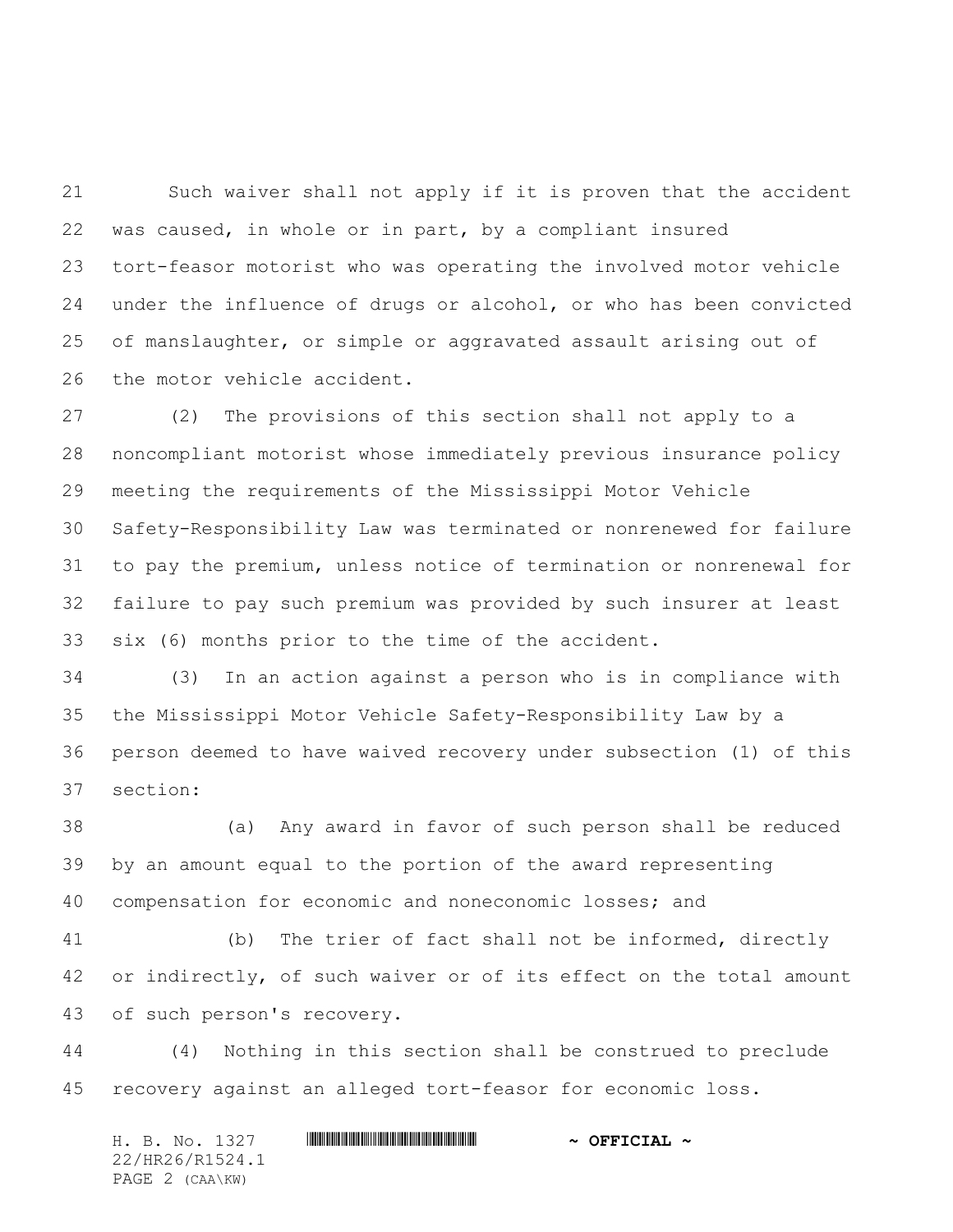Such waiver shall not apply if it is proven that the accident was caused, in whole or in part, by a compliant insured tort-feasor motorist who was operating the involved motor vehicle under the influence of drugs or alcohol, or who has been convicted of manslaughter, or simple or aggravated assault arising out of the motor vehicle accident.

(2) The provisions of this section shall not apply to a noncompliant motorist whose immediately previous insurance policy meeting the requirements of the Mississippi Motor Vehicle Safety-Responsibility Law was terminated or nonrenewed for failure to pay the premium, unless notice of termination or nonrenewal for failure to pay such premium was provided by such insurer at least six (6) months prior to the time of the accident.

(3) In an action against a person who is in compliance with the Mississippi Motor Vehicle Safety-Responsibility Law by a person deemed to have waived recovery under subsection (1) of this section:

(a) Any award in favor of such person shall be reduced by an amount equal to the portion of the award representing compensation for economic and noneconomic losses; and

(b) The trier of fact shall not be informed, directly or indirectly, of such waiver or of its effect on the total amount of such person's recovery.

(4) Nothing in this section shall be construed to preclude recovery against an alleged tort-feasor for economic loss.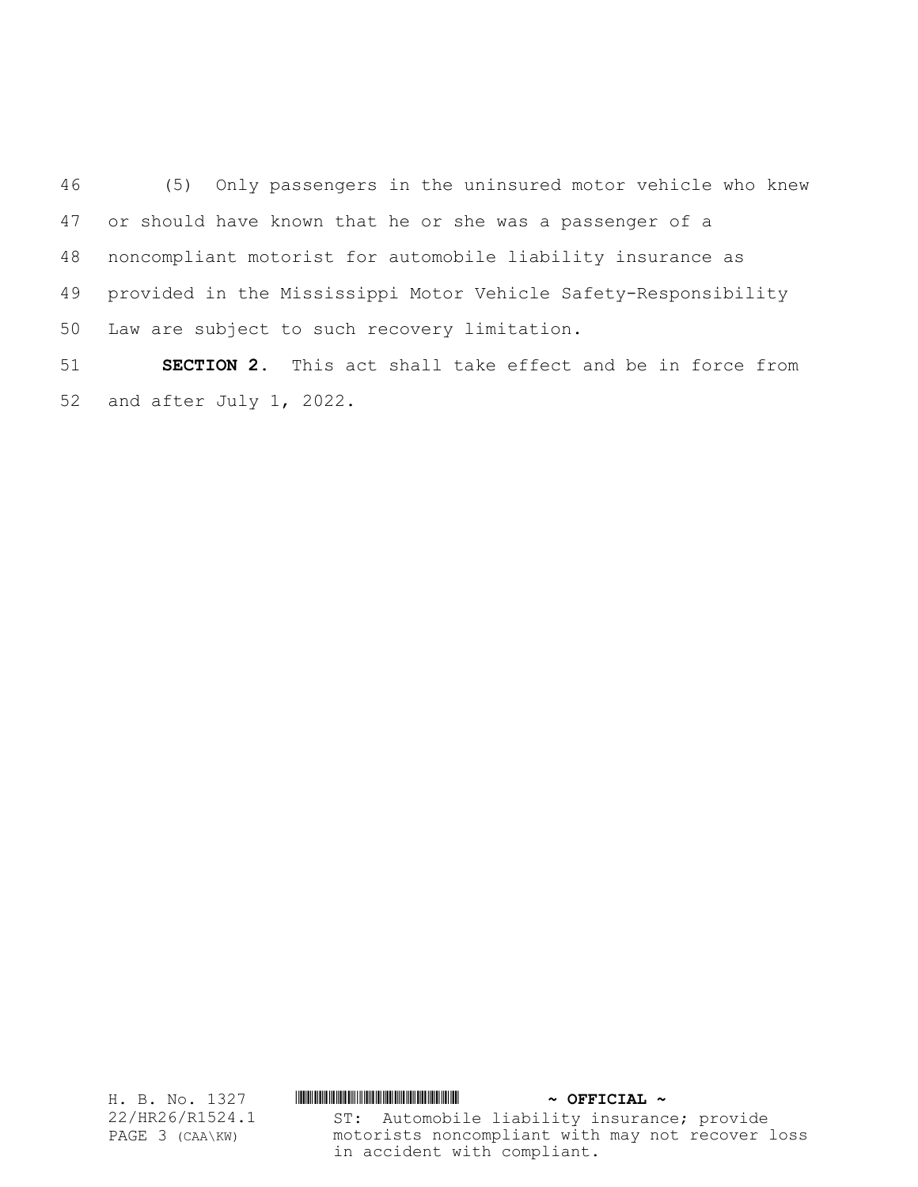(5) Only passengers in the uninsured motor vehicle who knew or should have known that he or she was a passenger of a noncompliant motorist for automobile liability insurance as provided in the Mississippi Motor Vehicle Safety-Responsibility Law are subject to such recovery limitation.

**SECTION 2.** This act shall take effect and be in force from and after July 1, 2022.